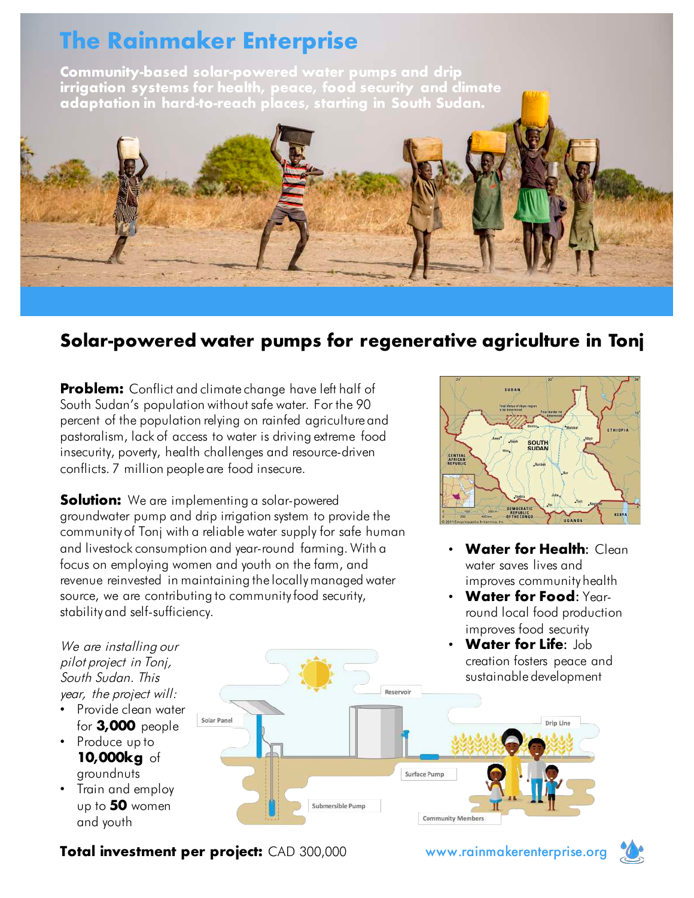# The Rainmaker Enterprise

**Community-based solar-powered water pumps and drip irrigation systems for health, peace, food security and climate adaptation in hard-to-reach places, starting in South Sudan.**

## Solar-powered water pumps for regenerative agriculture in Tonj

**Problem:** Conflict and climate change have left half of South Sudan's population without safe water. For the 90 percent of the population relying on rainfed agriculture and pastoralism, lack of access to water is driving extreme food insecurity, poverty, health challenges and resource-driven conflicts. 7 million people are food insecure.

**Solution:** We are implementing a solar-powered groundwater pump and drip irrigation system to provide the community of Tonj with a reliable water supply for safe human and livestock consumption and year-round farming. With a focus on employing women and youth on the farm, and revenue reinvested in maintaining the locally managed water source, we are contributing to community food security, stability and self-sufficiency.

- **Water for Health**: Clean water saves lives and improves community health
- **Water for Food**: Year-round local food production improves food security
- **Water for Life**: Job creation fosters peace and sustainable development

*We are installing our pilot project in Tonj, South Sudan. This year, the project will:*

- Provide clean water for **3,000** people
- Produce up to **10,000kg** of groundnuts
- Train and employ up to **50** women and youth

**Total investment per project:** CAD 300,000

www.rainmakerenterprise.org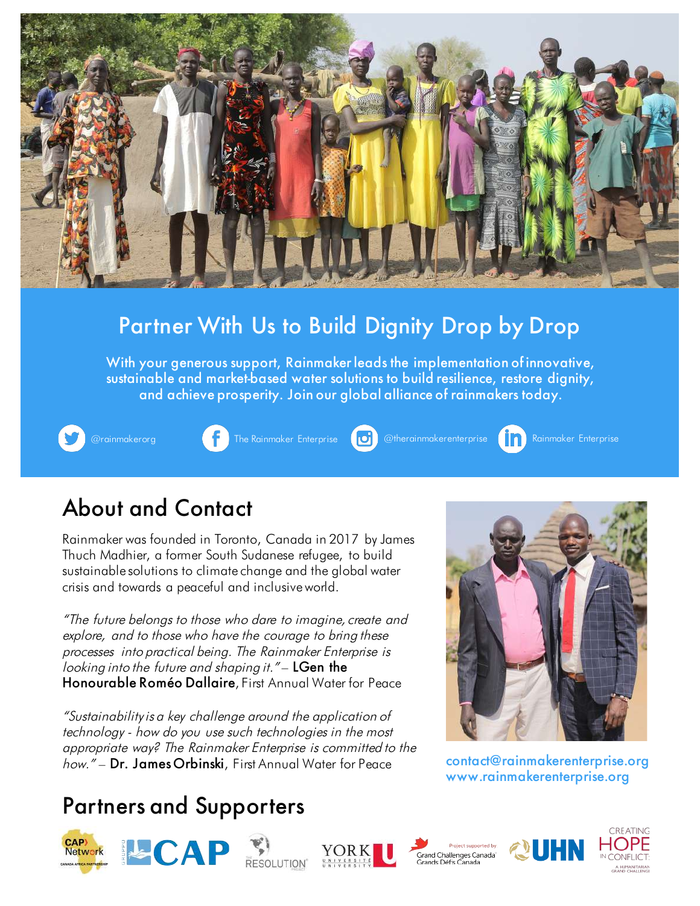## Partner With Us to Build Dignity Drop by Drop

With your generous support, Rainmaker leads the implementation of innovative, sustainable and market-based water solutions to build resilience, restore dignity, and achieve prosperity. Join our global alliance of rainmakers today.

@rainmakerorg The Rainmaker Enterprise @therainmakerenterprise Rainmaker Enterprise

## About and Contact

Rainmaker was founded in Toronto, Canada in 2017 by James Thuch Madhier, a former South Sudanese refugee, to build sustainable solutions to climate change and the global water crisis and towards a peaceful and inclusive world.

*"The future belongs to those who dare to imagine, create and explore, and to those who have the courage to bring these processes into practical being. The Rainmaker Enterprise is looking into the future and shaping it."* – **LGen the Honourable Roméo Dallaire**, First Annual Water for Peace

*"Sustainability is a key challenge around the application of technology - how do you use such technologies in the most appropriate way? The Rainmaker Enterprise is committed to the how."* – **Dr. James Orbinski**, First Annual Water for Peace

contact@rainmakerenterprise.org
www.rainmakerenterprise.org

## Partners and Supporters

CAP Network CANADA AFRICA PARTNERSHIP
GRUPPO CAP
THE RESOLUTION PROJECT
YORK UNIVERSITÉ UNIVERSITY
Project supported by: Grand Challenges Canada Grands Défis Canada
UHN
CREATING HOPE IN CONFLICT: A HUMANITARIAN GRAND CHALLENGE